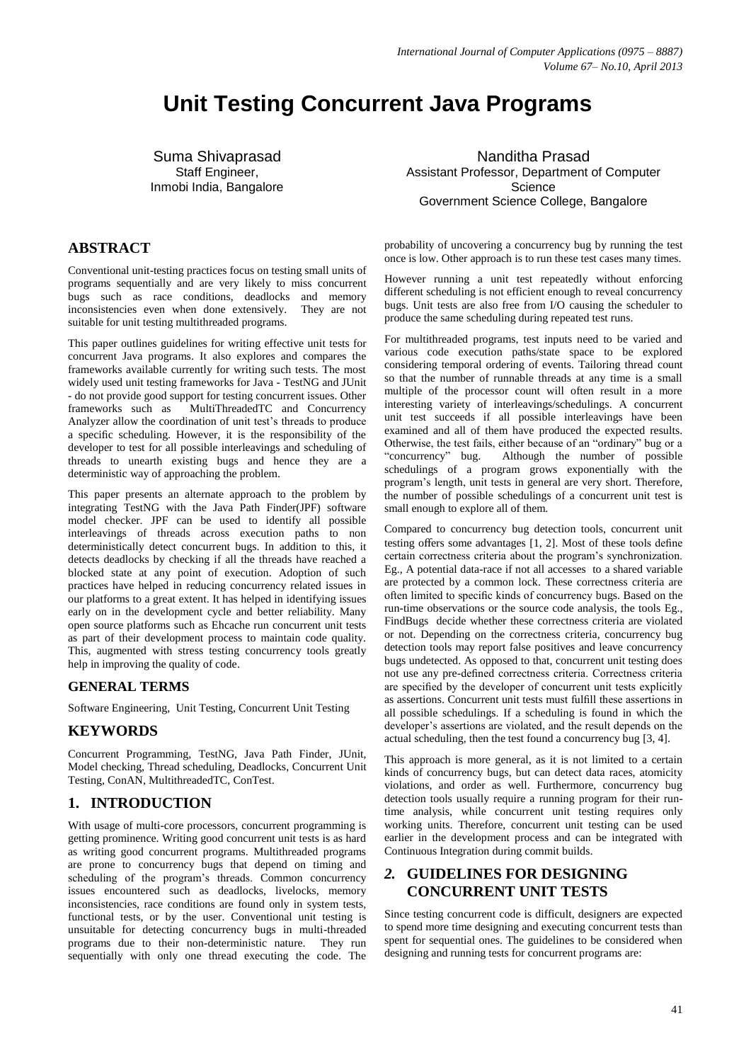# Unit Testing Concurrent Java Programs

Suma Shivaprasad
Staff Engineer,
Inmobi India, Bangalore

Nanditha Prasad
Assistant Professor, Department of Computer Science
Government Science College, Bangalore

## ABSTRACT

Conventional unit-testing practices focus on testing small units of programs sequentially and are very likely to miss concurrent bugs such as race conditions, deadlocks and memory inconsistencies even when done extensively. They are not suitable for unit testing multithreaded programs.

This paper outlines guidelines for writing effective unit tests for concurrent Java programs. It also explores and compares the frameworks available currently for writing such tests. The most widely used unit testing frameworks for Java - TestNG and JUnit - do not provide good support for testing concurrent issues. Other frameworks such as MultiThreadedTC and Concurrency Analyzer allow the coordination of unit test's threads to produce a specific scheduling. However, it is the responsibility of the developer to test for all possible interleavings and scheduling of threads to unearth existing bugs and hence they are a deterministic way of approaching the problem.

This paper presents an alternate approach to the problem by integrating TestNG with the Java Path Finder(JPF) software model checker. JPF can be used to identify all possible interleavings of threads across execution paths to non deterministically detect concurrent bugs. In addition to this, it detects deadlocks by checking if all the threads have reached a blocked state at any point of execution. Adoption of such practices have helped in reducing concurrency related issues in our platforms to a great extent. It has helped in identifying issues early on in the development cycle and better reliability. Many open source platforms such as Ehcache run concurrent unit tests as part of their development process to maintain code quality. This, augmented with stress testing concurrency tools greatly help in improving the quality of code.

### GENERAL TERMS

Software Engineering, Unit Testing, Concurrent Unit Testing

## KEYWORDS

Concurrent Programming, TestNG, Java Path Finder, JUnit, Model checking, Thread scheduling, Deadlocks, Concurrent Unit Testing, ConAN, MultithreadedTC, ConTest.

## 1. INTRODUCTION

With usage of multi-core processors, concurrent programming is getting prominence. Writing good concurrent unit tests is as hard as writing good concurrent programs. Multithreaded programs are prone to concurrency bugs that depend on timing and scheduling of the program's threads. Common concurrency issues encountered such as deadlocks, livelocks, memory inconsistencies, race conditions are found only in system tests, functional tests, or by the user. Conventional unit testing is unsuitable for detecting concurrency bugs in multi-threaded programs due to their non-deterministic nature. They run sequentially with only one thread executing the code. The probability of uncovering a concurrency bug by running the test once is low. Other approach is to run these test cases many times.

However running a unit test repeatedly without enforcing different scheduling is not efficient enough to reveal concurrency bugs. Unit tests are also free from I/O causing the scheduler to produce the same scheduling during repeated test runs.

For multithreaded programs, test inputs need to be varied and various code execution paths/state space to be explored considering temporal ordering of events. Tailoring thread count so that the number of runnable threads at any time is a small multiple of the processor count will often result in a more interesting variety of interleavings/schedulings. A concurrent unit test succeeds if all possible interleavings have been examined and all of them have produced the expected results. Otherwise, the test fails, either because of an "ordinary" bug or a "concurrency" bug. Although the number of possible schedulings of a program grows exponentially with the program's length, unit tests in general are very short. Therefore, the number of possible schedulings of a concurrent unit test is small enough to explore all of them.

Compared to concurrency bug detection tools, concurrent unit testing offers some advantages [1, 2]. Most of these tools define certain correctness criteria about the program's synchronization. Eg., A potential data-race if not all accesses to a shared variable are protected by a common lock. These correctness criteria are often limited to specific kinds of concurrency bugs. Based on the run-time observations or the source code analysis, the tools Eg., FindBugs decide whether these correctness criteria are violated or not. Depending on the correctness criteria, concurrency bug detection tools may report false positives and leave concurrency bugs undetected. As opposed to that, concurrent unit testing does not use any pre-defined correctness criteria. Correctness criteria are specified by the developer of concurrent unit tests explicitly as assertions. Concurrent unit tests must fulfill these assertions in all possible schedulings. If a scheduling is found in which the developer's assertions are violated, and the result depends on the actual scheduling, then the test found a concurrency bug [3, 4].

This approach is more general, as it is not limited to a certain kinds of concurrency bugs, but can detect data races, atomicity violations, and order as well. Furthermore, concurrency bug detection tools usually require a running program for their run-time analysis, while concurrent unit testing requires only working units. Therefore, concurrent unit testing can be used earlier in the development process and can be integrated with Continuous Integration during commit builds.

## 2. GUIDELINES FOR DESIGNING CONCURRENT UNIT TESTS

Since testing concurrent code is difficult, designers are expected to spend more time designing and executing concurrent tests than spent for sequential ones. The guidelines to be considered when designing and running tests for concurrent programs are: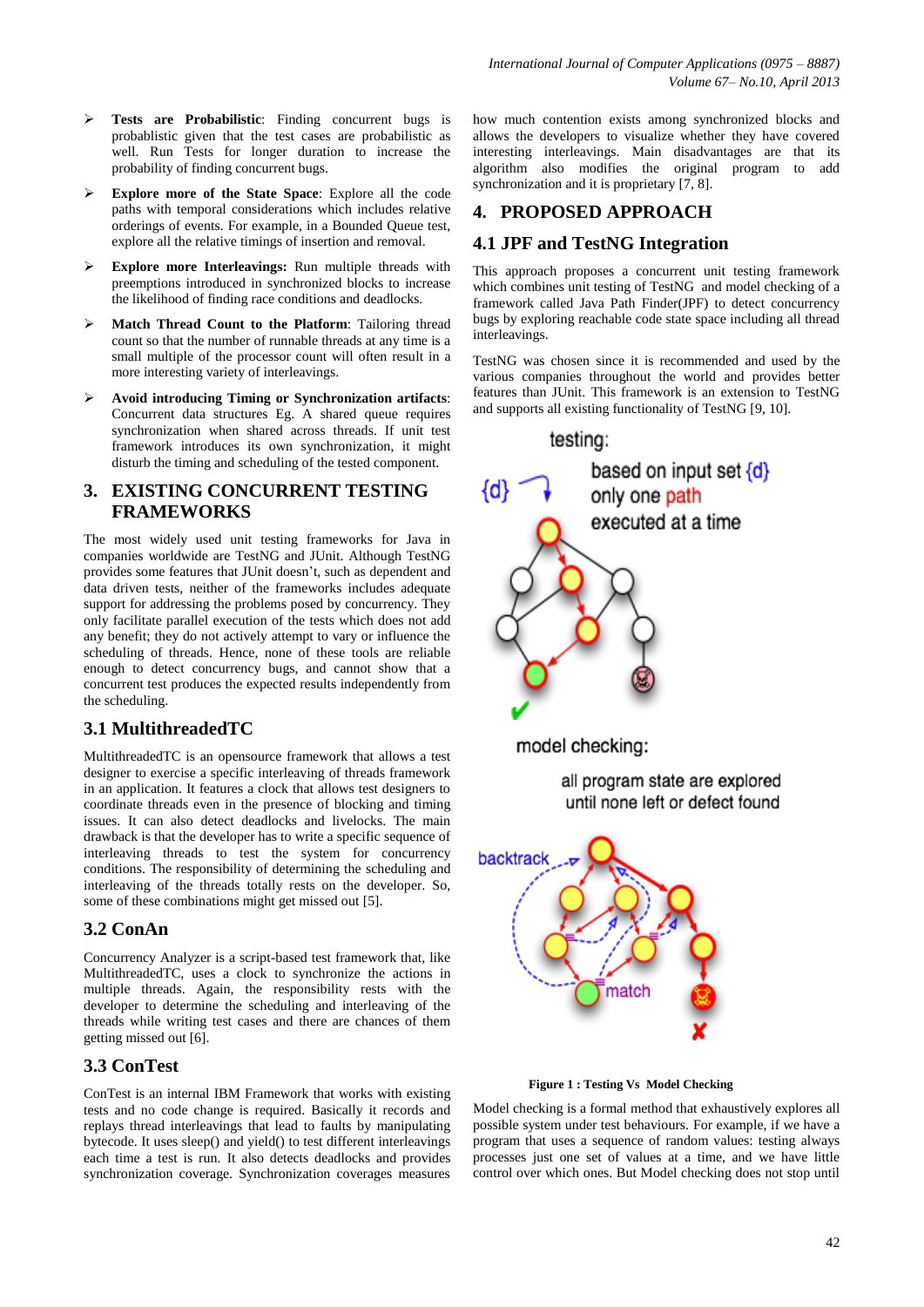- **Tests are Probabilistic**: Finding concurrent bugs is probabilistic given that the test cases are probabilistic as well. Run Tests for longer duration to increase the probability of finding concurrent bugs.
- **Explore more of the State Space**: Explore all the code paths with temporal considerations which includes relative orderings of events. For example, in a Bounded Queue test, explore all the relative timings of insertion and removal.
- **Explore more Interleavings:** Run multiple threads with preemptions introduced in synchronized blocks to increase the likelihood of finding race conditions and deadlocks.
- **Match Thread Count to the Platform**: Tailoring thread count so that the number of runnable threads at any time is a small multiple of the processor count will often result in a more interesting variety of interleavings.
- **Avoid introducing Timing or Synchronization artifacts**: Concurrent data structures Eg. A shared queue requires synchronization when shared across threads. If unit test framework introduces its own synchronization, it might disturb the timing and scheduling of the tested component.

## 3. EXISTING CONCURRENT TESTING FRAMEWORKS

The most widely used unit testing frameworks for Java in companies worldwide are TestNG and JUnit. Although TestNG provides some features that JUnit doesn't, such as dependent and data driven tests, neither of the frameworks includes adequate support for addressing the problems posed by concurrency. They only facilitate parallel execution of the tests which does not add any benefit; they do not actively attempt to vary or influence the scheduling of threads. Hence, none of these tools are reliable enough to detect concurrency bugs, and cannot show that a concurrent test produces the expected results independently from the scheduling.

### 3.1 MultithreadedTC

MultithreadedTC is an opensource framework that allows a test designer to exercise a specific interleaving of threads framework in an application. It features a clock that allows test designers to coordinate threads even in the presence of blocking and timing issues. It can also detect deadlocks and livelocks. The main drawback is that the developer has to write a specific sequence of interleaving threads to test the system for concurrency conditions. The responsibility of determining the scheduling and interleaving of the threads totally rests on the developer. So, some of these combinations might get missed out [5].

### 3.2 ConAn

Concurrency Analyzer is a script-based test framework that, like MultithreadedTC, uses a clock to synchronize the actions in multiple threads. Again, the responsibility rests with the developer to determine the scheduling and interleaving of the threads while writing test cases and there are chances of them getting missed out [6].

### 3.3 ConTest

ConTest is an internal IBM Framework that works with existing tests and no code change is required. Basically it records and replays thread interleavings that lead to faults by manipulating bytecode. It uses sleep() and yield() to test different interleavings each time a test is run. It also detects deadlocks and provides synchronization coverage. Synchronization coverages measures how much contention exists among synchronized blocks and allows the developers to visualize whether they have covered interesting interleavings. Main disadvantages are that its algorithm also modifies the original program to add synchronization and it is proprietary [7, 8].

## 4. PROPOSED APPROACH

### 4.1 JPF and TestNG Integration

This approach proposes a concurrent unit testing framework which combines unit testing of TestNG and model checking of a framework called Java Path Finder(JPF) to detect concurrency bugs by exploring reachable code state space including all thread interleavings.

TestNG was chosen since it is recommended and used by the various companies throughout the world and provides better features than JUnit. This framework is an extension to TestNG and supports all existing functionality of TestNG [9, 10].

**Figure 1 : Testing Vs Model Checking**

Model checking is a formal method that exhaustively explores all possible system under test behaviours. For example, if we have a program that uses a sequence of random values: testing always processes just one set of values at a time, and we have little control over which ones. But Model checking does not stop until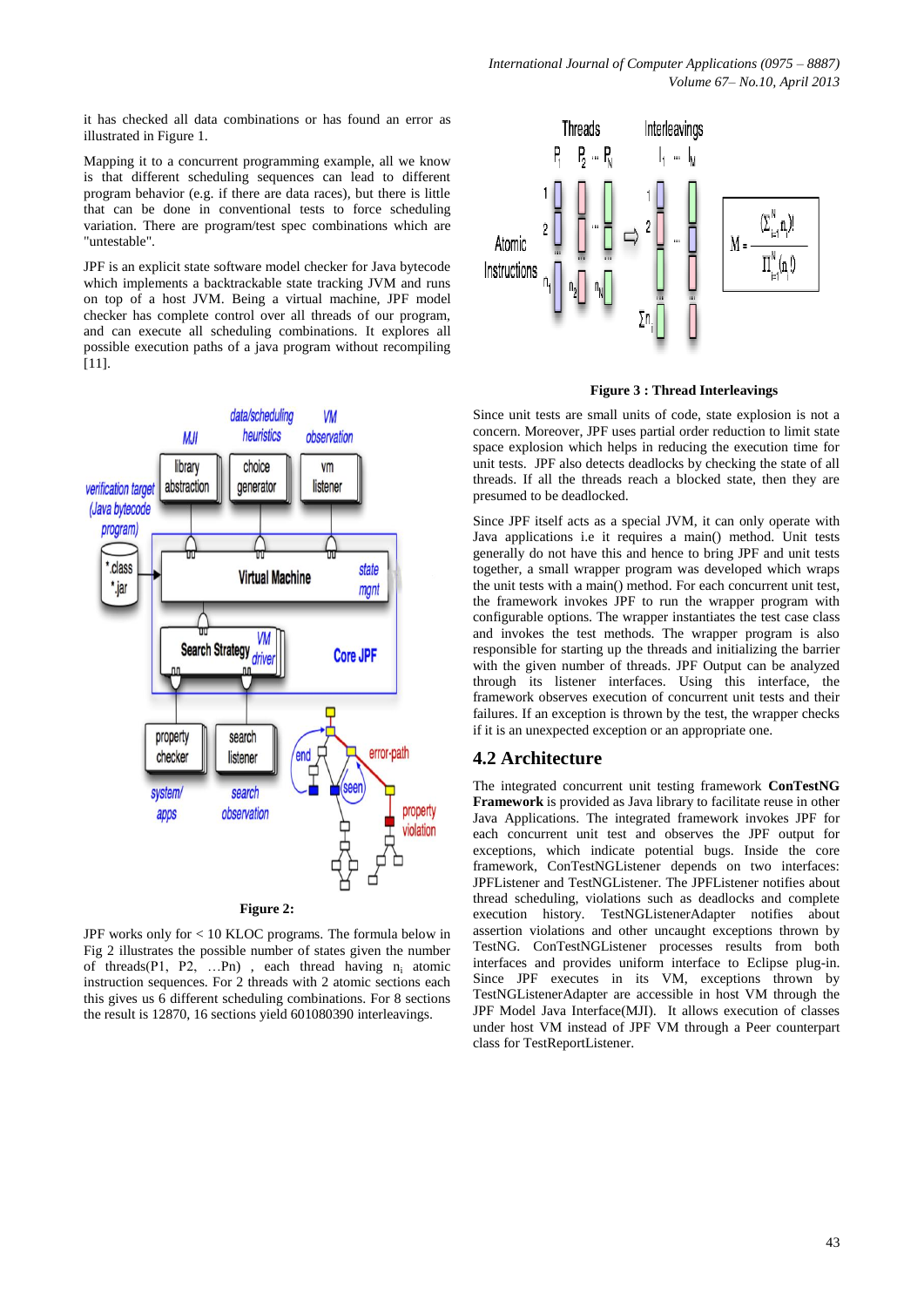it has checked all data combinations or has found an error as illustrated in Figure 1.

Mapping it to a concurrent programming example, all we know is that different scheduling sequences can lead to different program behavior (e.g. if there are data races), but there is little that can be done in conventional tests to force scheduling variation. There are program/test spec combinations which are "untestable".

JPF is an explicit state software model checker for Java bytecode which implements a backtrackable state tracking JVM and runs on top of a host JVM. Being a virtual machine, JPF model checker has complete control over all threads of our program, and can execute all scheduling combinations. It explores all possible execution paths of a java program without recompiling [11].

**Figure 2:**

JPF works only for < 10 KLOC programs. The formula below in Fig 2 illustrates the possible number of states given the number of threads(P1, P2, …Pn) , each thread having $n_i$ atomic instruction sequences. For 2 threads with 2 atomic sections each this gives us 6 different scheduling combinations. For 8 sections the result is 12870, 16 sections yield 601080390 interleavings.

$$M = \frac{(\Sigma_{i=1}^{N} n_i)!}{\Pi_{i=1}^{N}(n_i!)}$$

**Figure 3 : Thread Interleavings**

Since unit tests are small units of code, state explosion is not a concern. Moreover, JPF uses partial order reduction to limit state space explosion which helps in reducing the execution time for unit tests. JPF also detects deadlocks by checking the state of all threads. If all the threads reach a blocked state, then they are presumed to be deadlocked.

Since JPF itself acts as a special JVM, it can only operate with Java applications i.e it requires a main() method. Unit tests generally do not have this and hence to bring JPF and unit tests together, a small wrapper program was developed which wraps the unit tests with a main() method. For each concurrent unit test, the framework invokes JPF to run the wrapper program with configurable options. The wrapper instantiates the test case class and invokes the test methods. The wrapper program is also responsible for starting up the threads and initializing the barrier with the given number of threads. JPF Output can be analyzed through its listener interfaces. Using this interface, the framework observes execution of concurrent unit tests and their failures. If an exception is thrown by the test, the wrapper checks if it is an unexpected exception or an appropriate one.

## 4.2 Architecture

The integrated concurrent unit testing framework **ConTestNG Framework** is provided as Java library to facilitate reuse in other Java Applications. The integrated framework invokes JPF for each concurrent unit test and observes the JPF output for exceptions, which indicate potential bugs. Inside the core framework, ConTestNGListener depends on two interfaces: JPFListener and TestNGListener. The JPFListener notifies about thread scheduling, violations such as deadlocks and complete execution history. TestNGListenerAdapter notifies about assertion violations and other uncaught exceptions thrown by TestNG. ConTestNGListener processes results from both interfaces and provides uniform interface to Eclipse plug-in. Since JPF executes in its VM, exceptions thrown by TestNGListenerAdapter are accessible in host VM through the JPF Model Java Interface(MJI). It allows execution of classes under host VM instead of JPF VM through a Peer counterpart class for TestReportListener.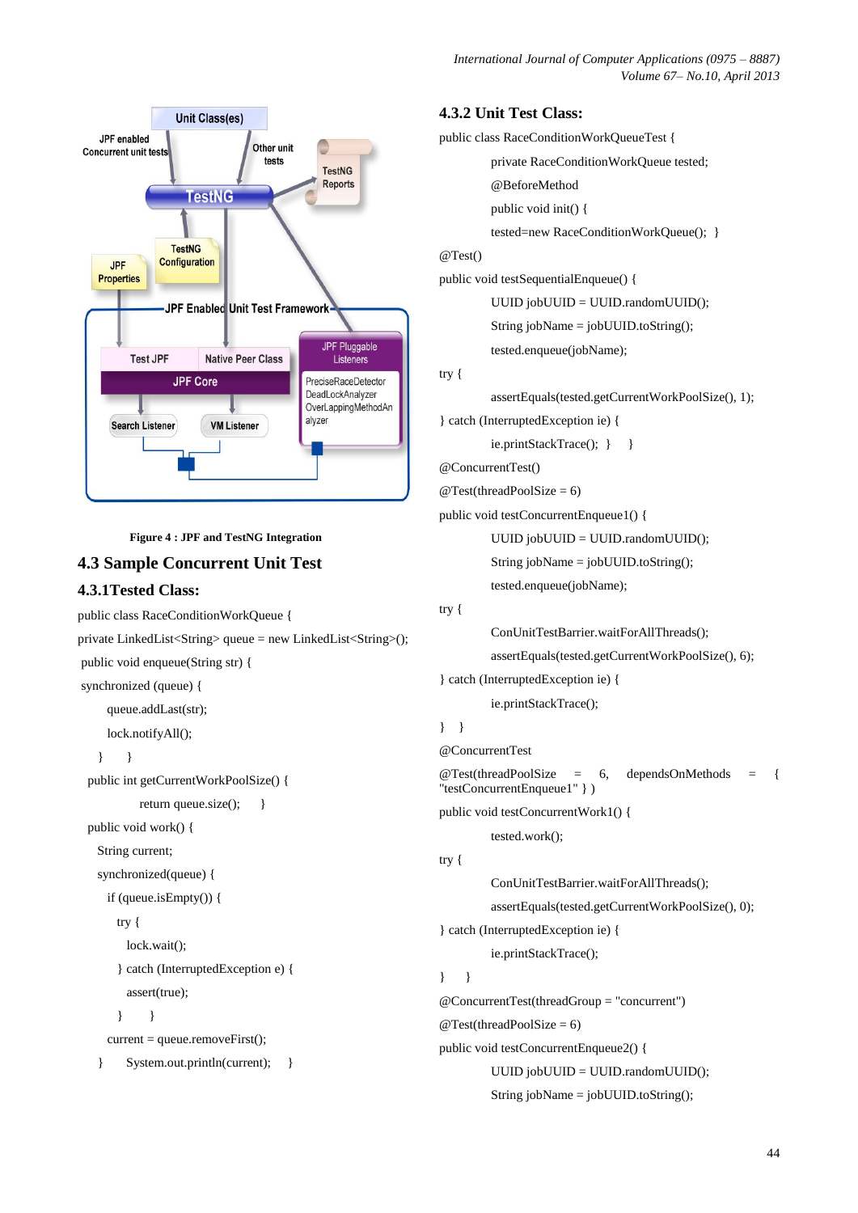Figure 4 : JPF and TestNG Integration

## 4.3 Sample Concurrent Unit Test

### 4.3.1Tested Class:

```
public class RaceConditionWorkQueue {
private LinkedList<String> queue = new LinkedList<String>();
 public void enqueue(String str) {
 synchronized (queue) {
       queue.addLast(str);
       lock.notifyAll();
   }     }
  public int getCurrentWorkPoolSize() {
              return queue.size();     }
  public void work() {
    String current;
    synchronized(queue) {
      if (queue.isEmpty()) {
        try {
          lock.wait();
        } catch (InterruptedException e) {
          assert(true);
        }       }
      current = queue.removeFirst();
   }     System.out.println(current);    }
```

### 4.3.2 Unit Test Class:

```
public class RaceConditionWorkQueueTest {
        private RaceConditionWorkQueue tested;
        @BeforeMethod
        public void init() {
        tested=new RaceConditionWorkQueue();  }
@Test()
public void testSequentialEnqueue() {
        UUID jobUUID = UUID.randomUUID();
        String jobName = jobUUID.toString();
        tested.enqueue(jobName);
try {
        assertEquals(tested.getCurrentWorkPoolSize(), 1);
} catch (InterruptedException ie) {
        ie.printStackTrace();  }     }
@ConcurrentTest()
@Test(threadPoolSize = 6)
public void testConcurrentEnqueue1() {
        UUID jobUUID = UUID.randomUUID();
        String jobName = jobUUID.toString();
        tested.enqueue(jobName);
try {
        ConUnitTestBarrier.waitForAllThreads();
        assertEquals(tested.getCurrentWorkPoolSize(), 6);
} catch (InterruptedException ie) {
        ie.printStackTrace();
}   }
@ConcurrentTest
@Test(threadPoolSize = 6, dependsOnMethods = {
"testConcurrentEnqueue1" } )
public void testConcurrentWork1() {
        tested.work();
try {
        ConUnitTestBarrier.waitForAllThreads();
        assertEquals(tested.getCurrentWorkPoolSize(), 0);
} catch (InterruptedException ie) {
        ie.printStackTrace();
}     }
@ConcurrentTest(threadGroup = "concurrent")
@Test(threadPoolSize = 6)
public void testConcurrentEnqueue2() {
        UUID jobUUID = UUID.randomUUID();
        String jobName = jobUUID.toString();
```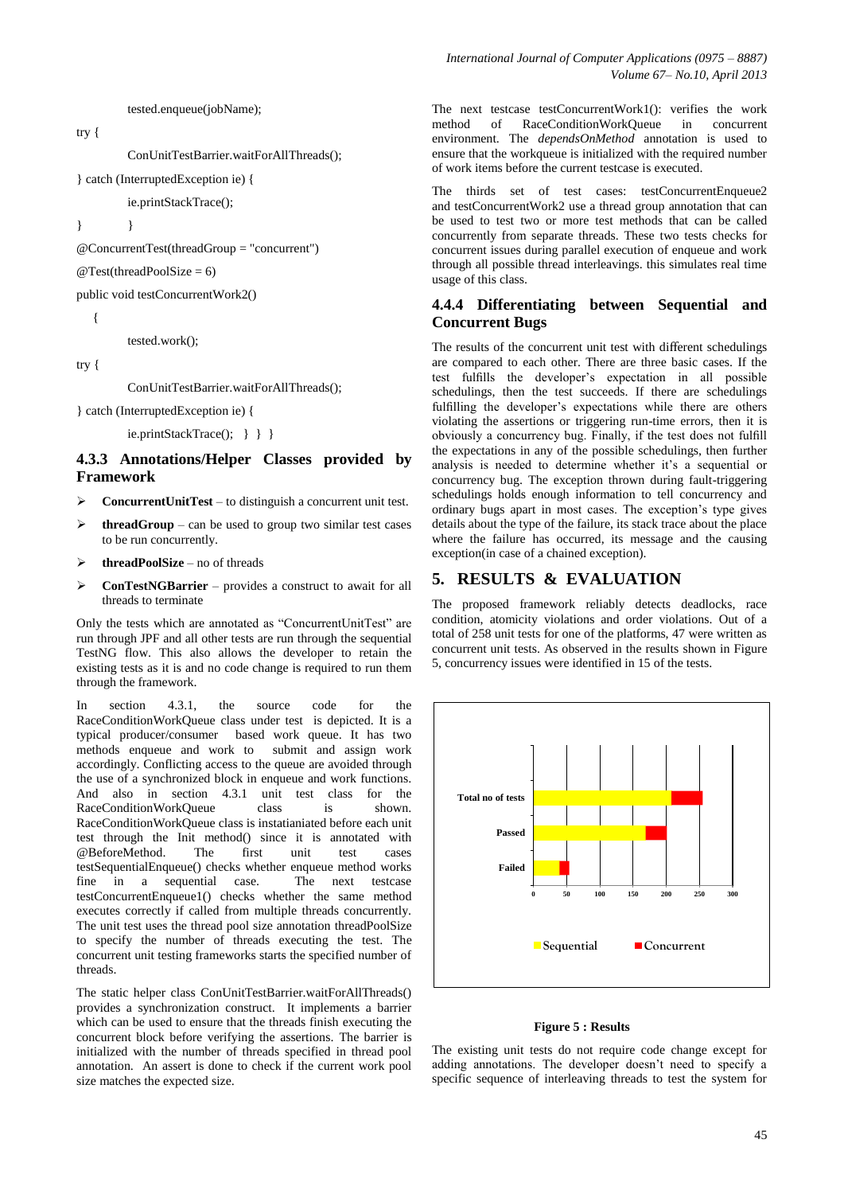```
        tested.enqueue(jobName);
try {
        ConUnitTestBarrier.waitForAllThreads();
} catch (InterruptedException ie) {
        ie.printStackTrace();
}       }
@ConcurrentTest(threadGroup = "concurrent")
@Test(threadPoolSize = 6)
public void testConcurrentWork2()
   {
        tested.work();
try {
        ConUnitTestBarrier.waitForAllThreads();
} catch (InterruptedException ie) {
        ie.printStackTrace();  } } }
```

### 4.3.3 Annotations/Helper Classes provided by Framework

- **ConcurrentUnitTest** – to distinguish a concurrent unit test.
- **threadGroup** – can be used to group two similar test cases to be run concurrently.
- **threadPoolSize** – no of threads
- **ConTestNGBarrier** – provides a construct to await for all threads to terminate

Only the tests which are annotated as "ConcurrentUnitTest" are run through JPF and all other tests are run through the sequential TestNG flow. This also allows the developer to retain the existing tests as it is and no code change is required to run them through the framework.

In section 4.3.1, the source code for the RaceConditionWorkQueue class under test is depicted. It is a typical producer/consumer based work queue. It has two methods enqueue and work to submit and assign work accordingly. Conflicting access to the queue are avoided through the use of a synchronized block in enqueue and work functions. And also in section 4.3.1 unit test class for the RaceConditionWorkQueue class is shown. RaceConditionWorkQueue class is instatianiated before each unit test through the Init method() since it is annotated with @BeforeMethod. The first unit test cases testSequentialEnqueue() checks whether enqueue method works fine in a sequential case. The next testcase testConcurrentEnqueue1() checks whether the same method executes correctly if called from multiple threads concurrently. The unit test uses the thread pool size annotation threadPoolSize to specify the number of threads executing the test. The concurrent unit testing frameworks starts the specified number of threads.

The static helper class ConUnitTestBarrier.waitForAllThreads() provides a synchronization construct. It implements a barrier which can be used to ensure that the threads finish executing the concurrent block before verifying the assertions. The barrier is initialized with the number of threads specified in thread pool annotation. An assert is done to check if the current work pool size matches the expected size.

The next testcase testConcurrentWork1(): verifies the work method of RaceConditionWorkQueue in concurrent environment. The *dependsOnMethod* annotation is used to ensure that the workqueue is initialized with the required number of work items before the current testcase is executed.

The thirds set of test cases: testConcurrentEnqueue2 and testConcurrentWork2 use a thread group annotation that can be used to test two or more test methods that can be called concurrently from separate threads. These two tests checks for concurrent issues during parallel execution of enqueue and work through all possible thread interleavings. this simulates real time usage of this class.

### 4.4.4 Differentiating between Sequential and Concurrent Bugs

The results of the concurrent unit test with different schedulings are compared to each other. There are three basic cases. If the test fulfills the developer's expectation in all possible schedulings, then the test succeeds. If there are schedulings fulfilling the developer's expectations while there are others violating the assertions or triggering run-time errors, then it is obviously a concurrency bug. Finally, if the test does not fulfill the expectations in any of the possible schedulings, then further analysis is needed to determine whether it's a sequential or concurrency bug. The exception thrown during fault-triggering schedulings holds enough information to tell concurrency and ordinary bugs apart in most cases. The exception's type gives details about the type of the failure, its stack trace about the place where the failure has occurred, its message and the causing exception(in case of a chained exception).

## 5. RESULTS & EVALUATION

The proposed framework reliably detects deadlocks, race condition, atomicity violations and order violations. Out of a total of 258 unit tests for one of the platforms, 47 were written as concurrent unit tests. As observed in the results shown in Figure 5, concurrency issues were identified in 15 of the tests.

**Figure 5 : Results**

The existing unit tests do not require code change except for adding annotations. The developer doesn't need to specify a specific sequence of interleaving threads to test the system for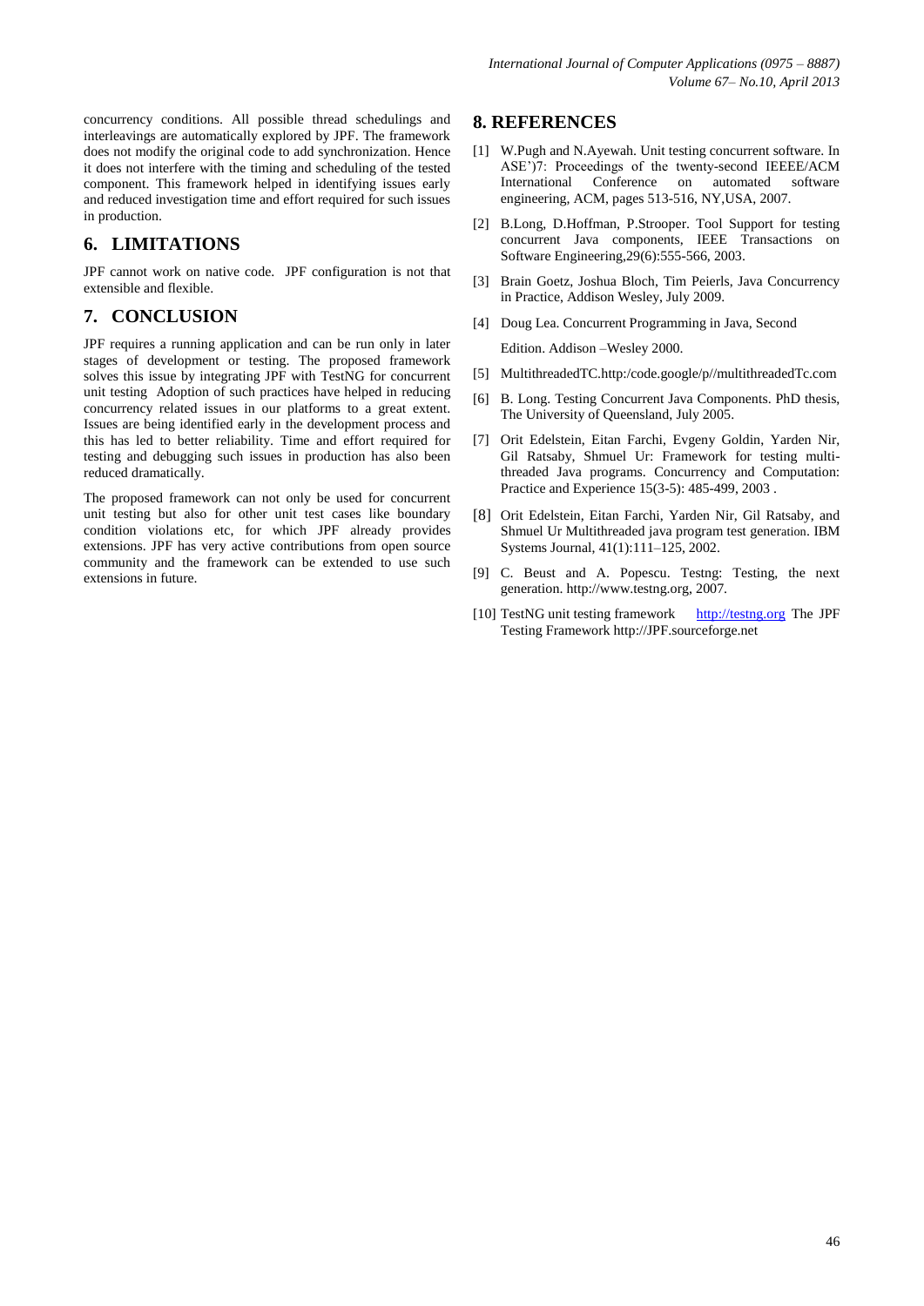concurrency conditions. All possible thread schedulings and interleavings are automatically explored by JPF. The framework does not modify the original code to add synchronization. Hence it does not interfere with the timing and scheduling of the tested component. This framework helped in identifying issues early and reduced investigation time and effort required for such issues in production.

## 6. LIMITATIONS

JPF cannot work on native code. JPF configuration is not that extensible and flexible.

## 7. CONCLUSION

JPF requires a running application and can be run only in later stages of development or testing. The proposed framework solves this issue by integrating JPF with TestNG for concurrent unit testing Adoption of such practices have helped in reducing concurrency related issues in our platforms to a great extent. Issues are being identified early in the development process and this has led to better reliability. Time and effort required for testing and debugging such issues in production has also been reduced dramatically.

The proposed framework can not only be used for concurrent unit testing but also for other unit test cases like boundary condition violations etc, for which JPF already provides extensions. JPF has very active contributions from open source community and the framework can be extended to use such extensions in future.

## 8. REFERENCES

[1] W.Pugh and N.Ayewah. Unit testing concurrent software. In ASE')7: Proceedings of the twenty-second IEEEE/ACM International Conference on automated software engineering, ACM, pages 513-516, NY,USA, 2007.

[2] B.Long, D.Hoffman, P.Strooper. Tool Support for testing concurrent Java components, IEEE Transactions on Software Engineering,29(6):555-566, 2003.

[3] Brain Goetz, Joshua Bloch, Tim Peierls, Java Concurrency in Practice, Addison Wesley, July 2009.

[4] Doug Lea. Concurrent Programming in Java, Second Edition. Addison –Wesley 2000.

[5] MultithreadedTC.http:/code.google/p//multithreadedTc.com

[6] B. Long. Testing Concurrent Java Components. PhD thesis, The University of Queensland, July 2005.

[7] Orit Edelstein, Eitan Farchi, Evgeny Goldin, Yarden Nir, Gil Ratsaby, Shmuel Ur: Framework for testing multi-threaded Java programs. Concurrency and Computation: Practice and Experience 15(3-5): 485-499, 2003 .

[8] Orit Edelstein, Eitan Farchi, Yarden Nir, Gil Ratsaby, and Shmuel Ur Multithreaded java program test generation. IBM Systems Journal, 41(1):111–125, 2002.

[9] C. Beust and A. Popescu. Testng: Testing, the next generation. http://www.testng.org, 2007.

[10] TestNG unit testing framework http://testng.org The JPF Testing Framework http://JPF.sourceforge.net